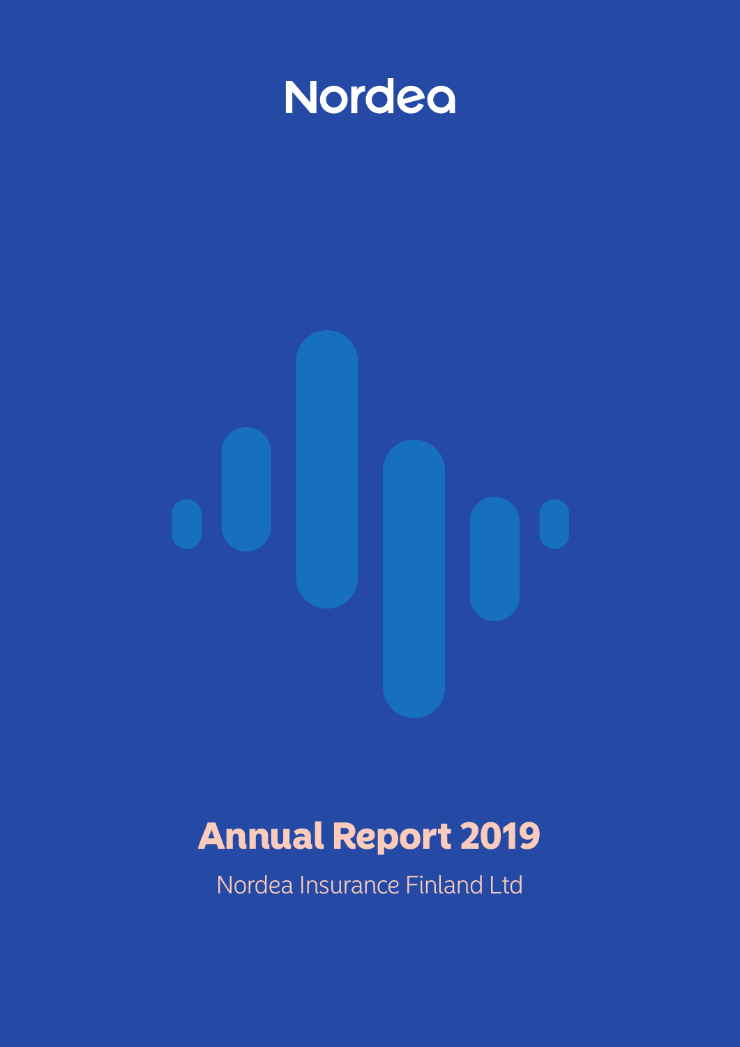Nordea

# Annual Report 2019

Nordea Insurance Finland Ltd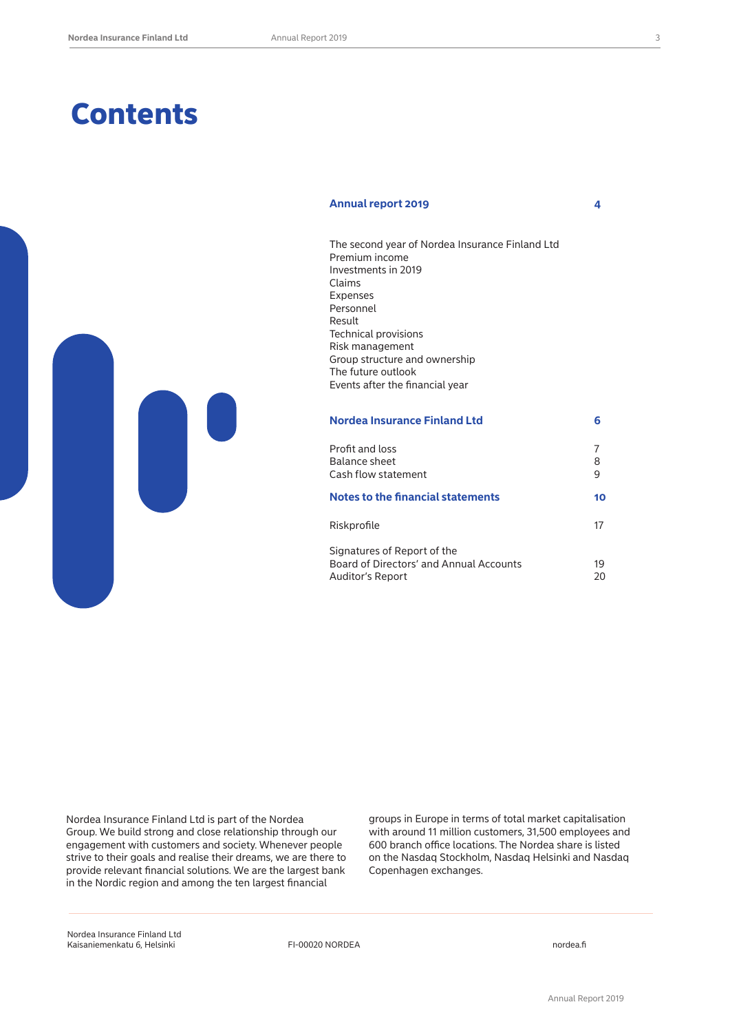# Contents

| | |
|---|---|
| **Annual report 2019** | **4** |
| The second year of Nordea Insurance Finland Ltd | |
| Premium income | |
| Investments in 2019 | |
| Claims | |
| Expenses | |
| Personnel | |
| Result | |
| Technical provisions | |
| Risk management | |
| Group structure and ownership | |
| The future outlook | |
| Events after the financial year | |
| **Nordea Insurance Finland Ltd** | **6** |
| Profit and loss | 7 |
| Balance sheet | 8 |
| Cash flow statement | 9 |
| **Notes to the financial statements** | **10** |
| Riskprofile | 17 |
| Signatures of Report of the Board of Directors' and Annual Accounts | 19 |
| Auditor's Report | 20 |

Nordea Insurance Finland Ltd is part of the Nordea Group. We build strong and close relationship through our engagement with customers and society. Whenever people strive to their goals and realise their dreams, we are there to provide relevant financial solutions. We are the largest bank in the Nordic region and among the ten largest financial groups in Europe in terms of total market capitalisation with around 11 million customers, 31,500 employees and 600 branch office locations. The Nordea share is listed on the Nasdaq Stockholm, Nasdaq Helsinki and Nasdaq Copenhagen exchanges.

Nordea Insurance Finland Ltd
Kaisaniemenkatu 6, Helsinki

FI-00020 NORDEA

nordea.fi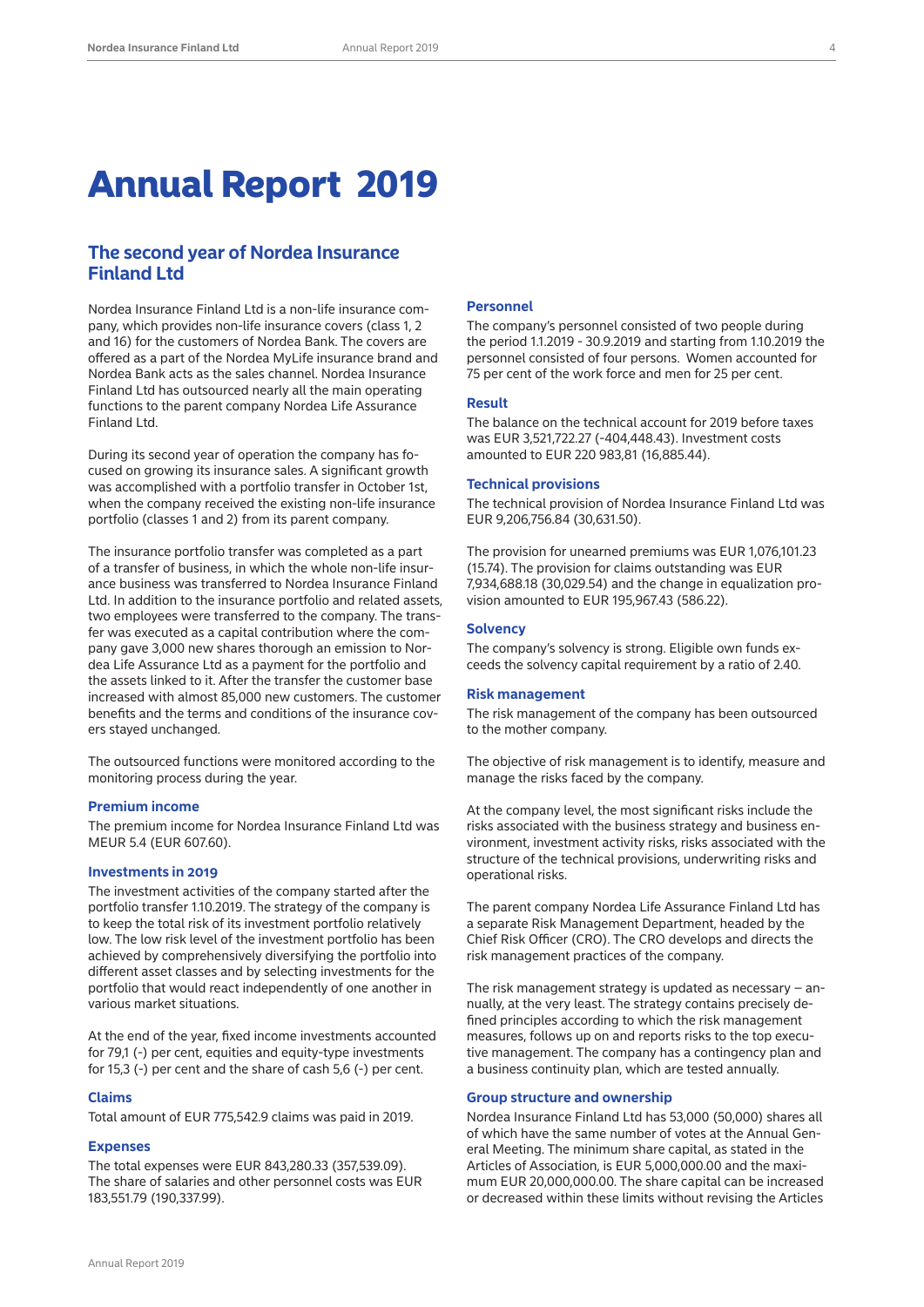# Annual Report 2019

## The second year of Nordea Insurance Finland Ltd

Nordea Insurance Finland Ltd is a non-life insurance company, which provides non-life insurance covers (class 1, 2 and 16) for the customers of Nordea Bank. The covers are offered as a part of the Nordea MyLife insurance brand and Nordea Bank acts as the sales channel. Nordea Insurance Finland Ltd has outsourced nearly all the main operating functions to the parent company Nordea Life Assurance Finland Ltd.

During its second year of operation the company has focused on growing its insurance sales. A significant growth was accomplished with a portfolio transfer in October 1st, when the company received the existing non-life insurance portfolio (classes 1 and 2) from its parent company.

The insurance portfolio transfer was completed as a part of a transfer of business, in which the whole non-life insurance business was transferred to Nordea Insurance Finland Ltd. In addition to the insurance portfolio and related assets, two employees were transferred to the company. The transfer was executed as a capital contribution where the company gave 3,000 new shares thorough an emission to Nordea Life Assurance Ltd as a payment for the portfolio and the assets linked to it. After the transfer the customer base increased with almost 85,000 new customers. The customer benefits and the terms and conditions of the insurance covers stayed unchanged.

The outsourced functions were monitored according to the monitoring process during the year.

### Premium income

The premium income for Nordea Insurance Finland Ltd was MEUR 5.4 (EUR 607.60).

### Investments in 2019

The investment activities of the company started after the portfolio transfer 1.10.2019. The strategy of the company is to keep the total risk of its investment portfolio relatively low. The low risk level of the investment portfolio has been achieved by comprehensively diversifying the portfolio into different asset classes and by selecting investments for the portfolio that would react independently of one another in various market situations.

At the end of the year, fixed income investments accounted for 79,1 (-) per cent, equities and equity-type investments for 15,3 (-) per cent and the share of cash 5,6 (-) per cent.

### Claims

Total amount of EUR 775,542.9 claims was paid in 2019.

### Expenses

The total expenses were EUR 843,280.33 (357,539.09). The share of salaries and other personnel costs was EUR 183,551.79 (190,337.99).

### Personnel

The company's personnel consisted of two people during the period 1.1.2019 - 30.9.2019 and starting from 1.10.2019 the personnel consisted of four persons. Women accounted for 75 per cent of the work force and men for 25 per cent.

### Result

The balance on the technical account for 2019 before taxes was EUR 3,521,722.27 (-404,448.43). Investment costs amounted to EUR 220 983,81 (16,885.44).

### Technical provisions

The technical provision of Nordea Insurance Finland Ltd was EUR 9,206,756.84 (30,631.50).

The provision for unearned premiums was EUR 1,076,101.23 (15.74). The provision for claims outstanding was EUR 7,934,688.18 (30,029.54) and the change in equalization provision amounted to EUR 195,967.43 (586.22).

### Solvency

The company's solvency is strong. Eligible own funds exceeds the solvency capital requirement by a ratio of 2.40.

### Risk management

The risk management of the company has been outsourced to the mother company.

The objective of risk management is to identify, measure and manage the risks faced by the company.

At the company level, the most significant risks include the risks associated with the business strategy and business environment, investment activity risks, risks associated with the structure of the technical provisions, underwriting risks and operational risks.

The parent company Nordea Life Assurance Finland Ltd has a separate Risk Management Department, headed by the Chief Risk Officer (CRO). The CRO develops and directs the risk management practices of the company.

The risk management strategy is updated as necessary – annually, at the very least. The strategy contains precisely defined principles according to which the risk management measures, follows up on and reports risks to the top executive management. The company has a contingency plan and a business continuity plan, which are tested annually.

### Group structure and ownership

Nordea Insurance Finland Ltd has 53,000 (50,000) shares all of which have the same number of votes at the Annual General Meeting. The minimum share capital, as stated in the Articles of Association, is EUR 5,000,000.00 and the maximum EUR 20,000,000.00. The share capital can be increased or decreased within these limits without revising the Articles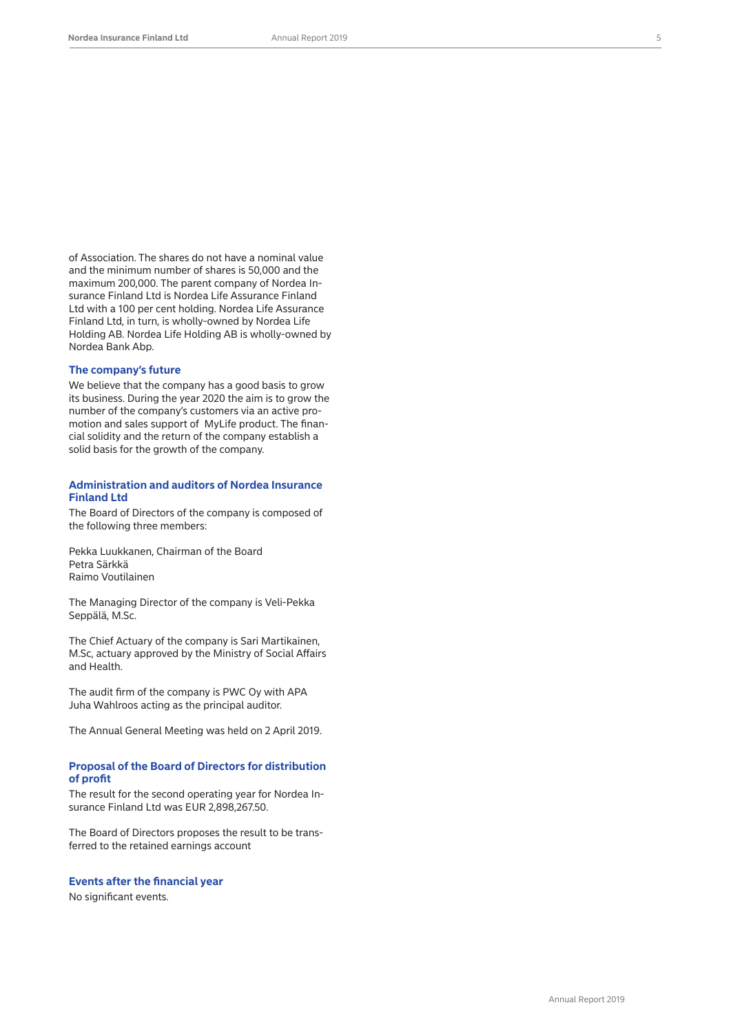of Association. The shares do not have a nominal value and the minimum number of shares is 50,000 and the maximum 200,000. The parent company of Nordea Insurance Finland Ltd is Nordea Life Assurance Finland Ltd with a 100 per cent holding. Nordea Life Assurance Finland Ltd, in turn, is wholly-owned by Nordea Life Holding AB. Nordea Life Holding AB is wholly-owned by Nordea Bank Abp.

### The company's future

We believe that the company has a good basis to grow its business. During the year 2020 the aim is to grow the number of the company's customers via an active promotion and sales support of MyLife product. The financial solidity and the return of the company establish a solid basis for the growth of the company.

### Administration and auditors of Nordea Insurance Finland Ltd

The Board of Directors of the company is composed of the following three members:

Pekka Luukkanen, Chairman of the Board
Petra Särkkä
Raimo Voutilainen

The Managing Director of the company is Veli-Pekka Seppälä, M.Sc.

The Chief Actuary of the company is Sari Martikainen, M.Sc, actuary approved by the Ministry of Social Affairs and Health.

The audit firm of the company is PWC Oy with APA Juha Wahlroos acting as the principal auditor.

The Annual General Meeting was held on 2 April 2019.

### Proposal of the Board of Directors for distribution of profit

The result for the second operating year for Nordea Insurance Finland Ltd was EUR 2,898,267.50.

The Board of Directors proposes the result to be transferred to the retained earnings account

### Events after the financial year

No significant events.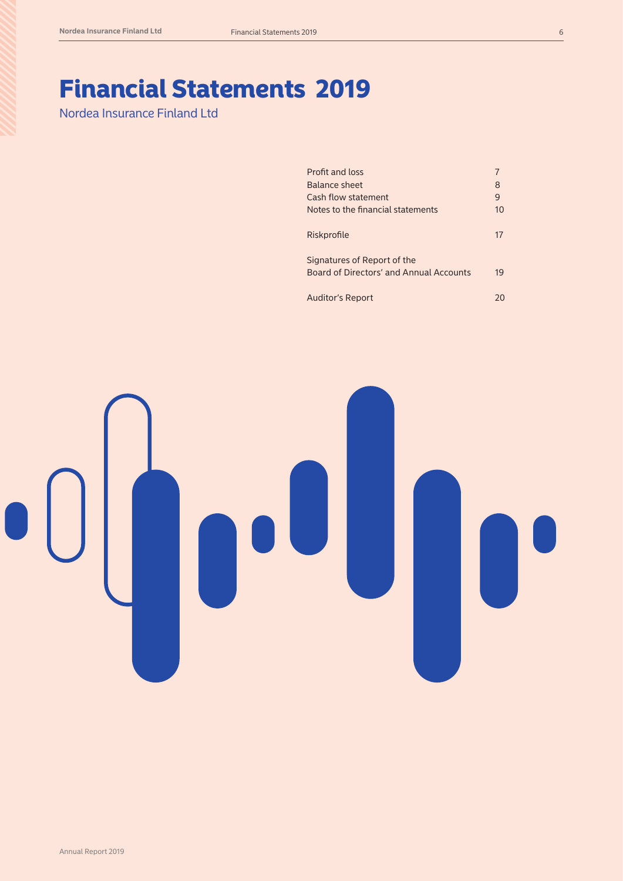# Financial Statements 2019

Nordea Insurance Finland Ltd

| | |
|---|---|
| Profit and loss | 7 |
| Balance sheet | 8 |
| Cash flow statement | 9 |
| Notes to the financial statements | 10 |
| Riskprofile | 17 |
| Signatures of Report of the Board of Directors' and Annual Accounts | 19 |
| Auditor's Report | 20 |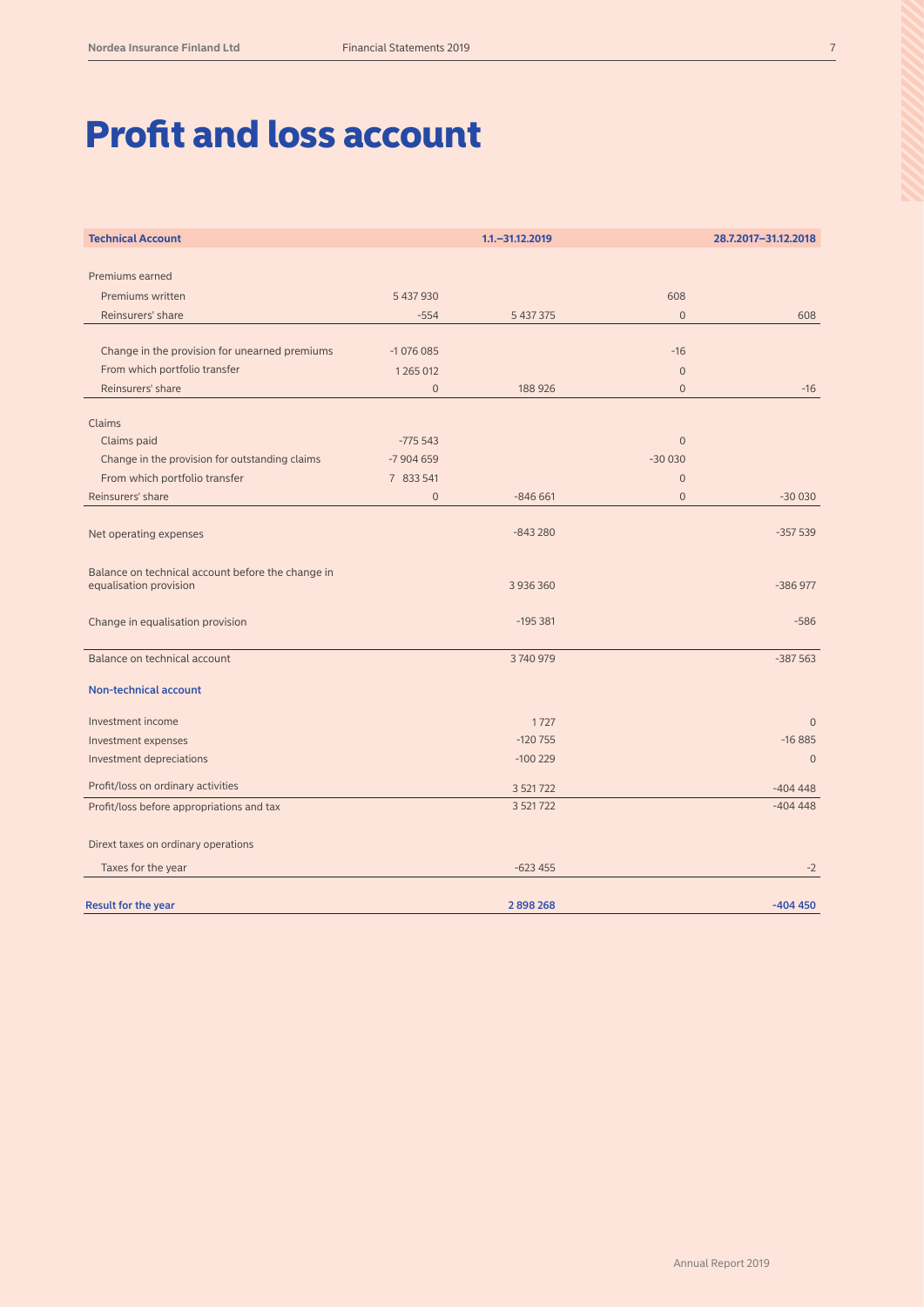# Profit and loss account

| Technical Account | | 1.1.–31.12.2019 | | 28.7.2017–31.12.2018 |
|---|---|---|---|---|
| | | | | |
| Premiums earned | | | | |
| Premiums written | 5 437 930 | | 608 | |
| Reinsurers' share | -554 | 5 437 375 | 0 | 608 |
| | | | | |
| Change in the provision for unearned premiums | -1 076 085 | | -16 | |
| From which portfolio transfer | 1 265 012 | | 0 | |
| Reinsurers' share | 0 | 188 926 | 0 | -16 |
| | | | | |
| Claims | | | | |
| Claims paid | -775 543 | | 0 | |
| Change in the provision for outstanding claims | -7 904 659 | | -30 030 | |
| From which portfolio transfer | 7 833 541 | | 0 | |
| Reinsurers' share | 0 | -846 661 | 0 | -30 030 |
| | | | | |
| Net operating expenses | | -843 280 | | -357 539 |
| | | | | |
| Balance on technical account before the change in equalisation provision | | 3 936 360 | | -386 977 |
| | | | | |
| Change in equalisation provision | | -195 381 | | -586 |
| | | | | |
| Balance on technical account | | 3 740 979 | | -387 563 |
| | | | | |
| **Non-technical account** | | | | |
| | | | | |
| Investment income | | 1 727 | | 0 |
| Investment expenses | | -120 755 | | -16 885 |
| Investment depreciations | | -100 229 | | 0 |
| | | | | |
| Profit/loss on ordinary activities | | 3 521 722 | | -404 448 |
| Profit/loss before appropriations and tax | | 3 521 722 | | -404 448 |
| | | | | |
| Dirext taxes on ordinary operations | | | | |
| Taxes for the year | | -623 455 | | -2 |
| | | | | |
| **Result for the year** | | **2 898 268** | | **-404 450** |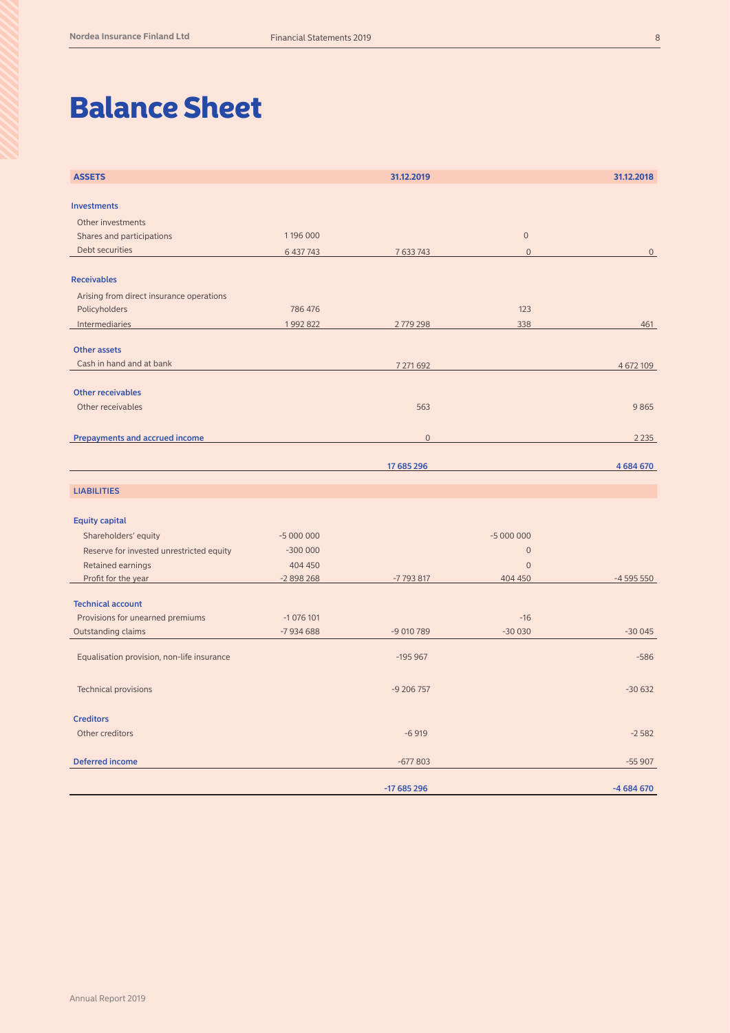# Balance Sheet

| ASSETS | | 31.12.2019 | | 31.12.2018 |
|---|---|---|---|---|
| **Investments** | | | | |
| Other investments | | | | |
| Shares and participations | 1 196 000 | | 0 | |
| Debt securities | 6 437 743 | 7 633 743 | 0 | 0 |
| **Receivables** | | | | |
| Arising from direct insurance operations | | | | |
| Policyholders | 786 476 | | 123 | |
| Intermediaries | 1 992 822 | 2 779 298 | 338 | 461 |
| **Other assets** | | | | |
| Cash in hand and at bank | | 7 271 692 | | 4 672 109 |
| **Other receivables** | | | | |
| Other receivables | | 563 | | 9 865 |
| **Prepayments and accrued income** | | 0 | | 2 235 |
| | | **17 685 296** | | **4 684 670** |

| LIABILITIES | | | | |
|---|---|---|---|---|
| **Equity capital** | | | | |
| Shareholders' equity | -5 000 000 | | -5 000 000 | |
| Reserve for invested unrestricted equity | -300 000 | | 0 | |
| Retained earnings | 404 450 | | 0 | |
| Profit for the year | -2 898 268 | -7 793 817 | 404 450 | -4 595 550 |
| **Technical account** | | | | |
| Provisions for unearned premiums | -1 076 101 | | -16 | |
| Outstanding claims | -7 934 688 | -9 010 789 | -30 030 | -30 045 |
| Equalisation provision, non-life insurance | | -195 967 | | -586 |
| Technical provisions | | -9 206 757 | | -30 632 |
| **Creditors** | | | | |
| Other creditors | | -6 919 | | -2 582 |
| **Deferred income** | | -677 803 | | -55 907 |
| | | **-17 685 296** | | **-4 684 670** |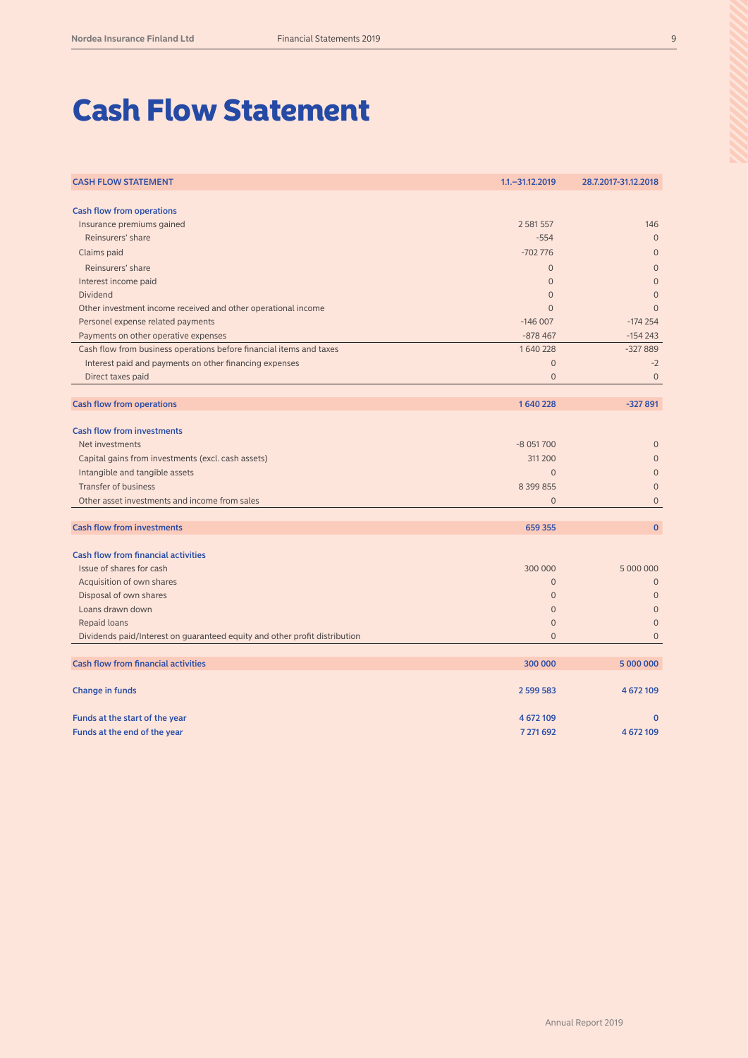# Cash Flow Statement

| CASH FLOW STATEMENT | 1.1.–31.12.2019 | 28.7.2017-31.12.2018 |
|---|---|---|
| **Cash flow from operations** | | |
| Insurance premiums gained | 2 581 557 | 146 |
| Reinsurers' share | -554 | 0 |
| Claims paid | -702 776 | 0 |
| Reinsurers' share | 0 | 0 |
| Interest income paid | 0 | 0 |
| Dividend | 0 | 0 |
| Other investment income received and other operational income | 0 | 0 |
| Personel expense related payments | -146 007 | -174 254 |
| Payments on other operative expenses | -878 467 | -154 243 |
| Cash flow from business operations before financial items and taxes | 1 640 228 | -327 889 |
| Interest paid and payments on other financing expenses | 0 | -2 |
| Direct taxes paid | 0 | 0 |
| **Cash flow from operations** | **1 640 228** | **-327 891** |
| **Cash flow from investments** | | |
| Net investments | -8 051 700 | 0 |
| Capital gains from investments (excl. cash assets) | 311 200 | 0 |
| Intangible and tangible assets | 0 | 0 |
| Transfer of business | 8 399 855 | 0 |
| Other asset investments and income from sales | 0 | 0 |
| **Cash flow from investments** | **659 355** | **0** |
| **Cash flow from financial activities** | | |
| Issue of shares for cash | 300 000 | 5 000 000 |
| Acquisition of own shares | 0 | 0 |
| Disposal of own shares | 0 | 0 |
| Loans drawn down | 0 | 0 |
| Repaid loans | 0 | 0 |
| Dividends paid/Interest on guaranteed equity and other profit distribution | 0 | 0 |
| **Cash flow from financial activities** | **300 000** | **5 000 000** |
| **Change in funds** | **2 599 583** | **4 672 109** |
| **Funds at the start of the year** | **4 672 109** | **0** |
| **Funds at the end of the year** | **7 271 692** | **4 672 109** |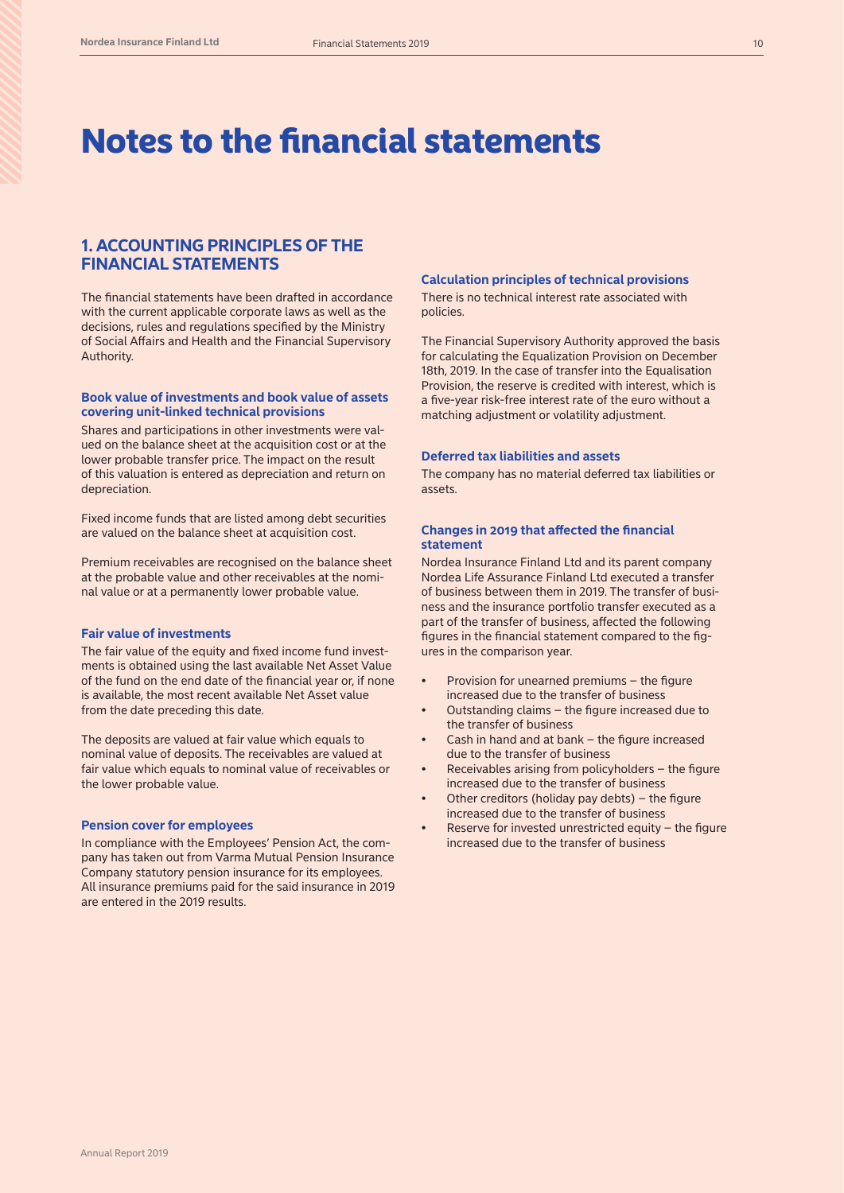# Notes to the financial statements

## 1. ACCOUNTING PRINCIPLES OF THE FINANCIAL STATEMENTS

The financial statements have been drafted in accordance with the current applicable corporate laws as well as the decisions, rules and regulations specified by the Ministry of Social Affairs and Health and the Financial Supervisory Authority.

### Book value of investments and book value of assets covering unit-linked technical provisions

Shares and participations in other investments were valued on the balance sheet at the acquisition cost or at the lower probable transfer price. The impact on the result of this valuation is entered as depreciation and return on depreciation.

Fixed income funds that are listed among debt securities are valued on the balance sheet at acquisition cost.

Premium receivables are recognised on the balance sheet at the probable value and other receivables at the nominal value or at a permanently lower probable value.

### Fair value of investments

The fair value of the equity and fixed income fund investments is obtained using the last available Net Asset Value of the fund on the end date of the financial year or, if none is available, the most recent available Net Asset value from the date preceding this date.

The deposits are valued at fair value which equals to nominal value of deposits. The receivables are valued at fair value which equals to nominal value of receivables or the lower probable value.

### Pension cover for employees

In compliance with the Employees' Pension Act, the company has taken out from Varma Mutual Pension Insurance Company statutory pension insurance for its employees. All insurance premiums paid for the said insurance in 2019 are entered in the 2019 results.

### Calculation principles of technical provisions

There is no technical interest rate associated with policies.

The Financial Supervisory Authority approved the basis for calculating the Equalization Provision on December 18th, 2019. In the case of transfer into the Equalisation Provision, the reserve is credited with interest, which is a five-year risk-free interest rate of the euro without a matching adjustment or volatility adjustment.

### Deferred tax liabilities and assets

The company has no material deferred tax liabilities or assets.

### Changes in 2019 that affected the financial statement

Nordea Insurance Finland Ltd and its parent company Nordea Life Assurance Finland Ltd executed a transfer of business between them in 2019. The transfer of business and the insurance portfolio transfer executed as a part of the transfer of business, affected the following figures in the financial statement compared to the figures in the comparison year.

- Provision for unearned premiums – the figure increased due to the transfer of business
- Outstanding claims – the figure increased due to the transfer of business
- Cash in hand and at bank – the figure increased due to the transfer of business
- Receivables arising from policyholders – the figure increased due to the transfer of business
- Other creditors (holiday pay debts) – the figure increased due to the transfer of business
- Reserve for invested unrestricted equity – the figure increased due to the transfer of business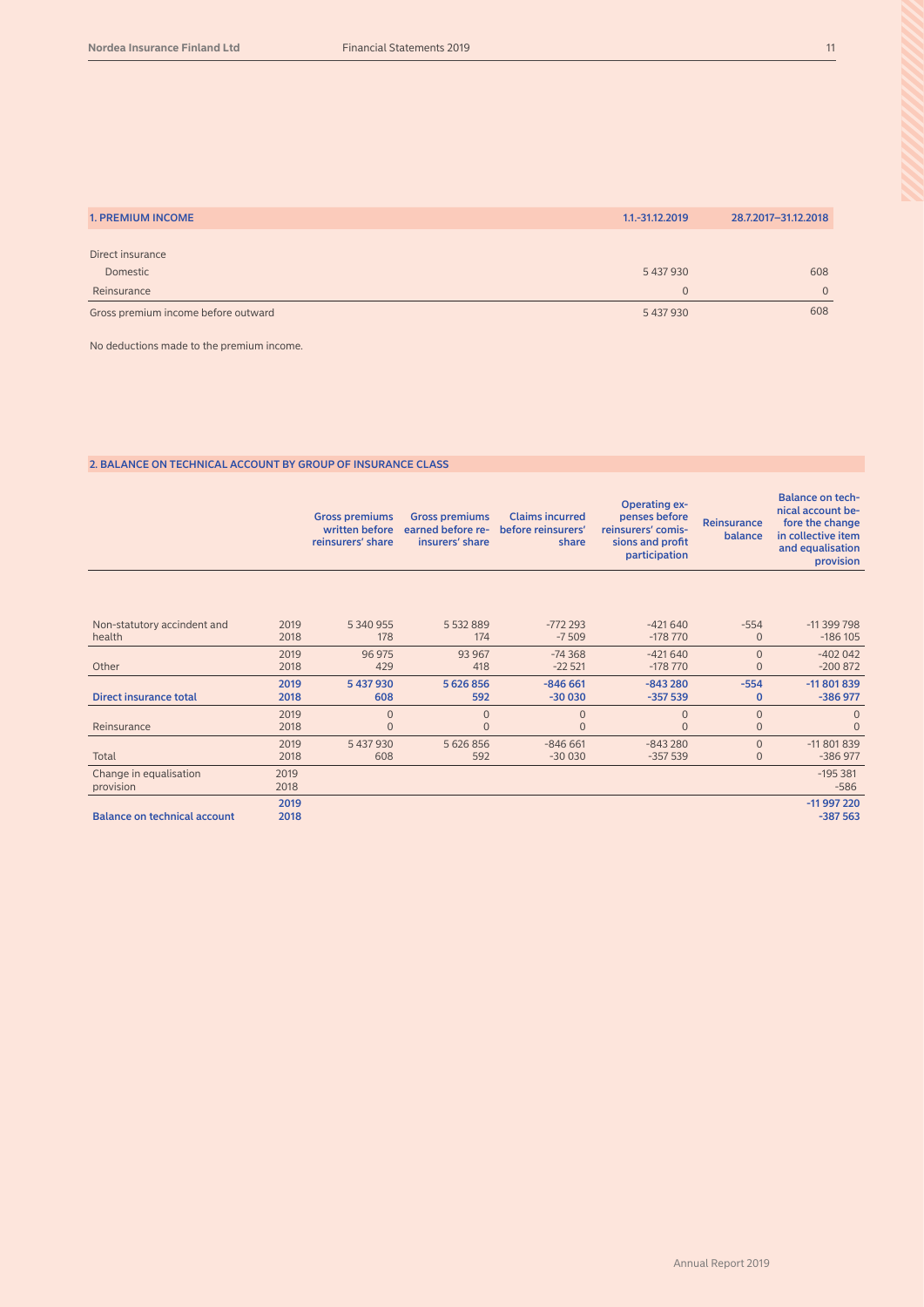## 1. PREMIUM INCOME

| | 1.1.-31.12.2019 | 28.7.2017–31.12.2018 |
|---|---|---|
| Direct insurance | | |
| Domestic | 5 437 930 | 608 |
| Reinsurance | 0 | 0 |
| Gross premium income before outward | 5 437 930 | 608 |

No deductions made to the premium income.

## 2. BALANCE ON TECHNICAL ACCOUNT BY GROUP OF INSURANCE CLASS

| | | Gross premiums written before reinsurers' share | Gross premiums earned before reinsurers' share | Claims incurred before reinsurers' share | Operating expenses before reinsurers' comissions and profit participation | Reinsurance balance | Balance on technical account before the change in collective item and equalisation provision |
|---|---|---|---|---|---|---|---|
| Non-statutory accindent and health | 2019 | 5 340 955 | 5 532 889 | -772 293 | -421 640 | -554 | -11 399 798 |
| | 2018 | 178 | 174 | -7 509 | -178 770 | 0 | -186 105 |
| Other | 2019 | 96 975 | 93 967 | -74 368 | -421 640 | 0 | -402 042 |
| | 2018 | 429 | 418 | -22 521 | -178 770 | 0 | -200 872 |
| **Direct insurance total** | **2019** | **5 437 930** | **5 626 856** | **-846 661** | **-843 280** | **-554** | **-11 801 839** |
| | **2018** | **608** | **592** | **-30 030** | **-357 539** | **0** | **-386 977** |
| Reinsurance | 2019 | 0 | 0 | 0 | 0 | 0 | 0 |
| | 2018 | 0 | 0 | 0 | 0 | 0 | 0 |
| Total | 2019 | 5 437 930 | 5 626 856 | -846 661 | -843 280 | 0 | -11 801 839 |
| | 2018 | 608 | 592 | -30 030 | -357 539 | 0 | -386 977 |
| Change in equalisation provision | 2019 | | | | | | -195 381 |
| | 2018 | | | | | | -586 |
| **Balance on technical account** | **2019** | | | | | | **-11 997 220** |
| | **2018** | | | | | | **-387 563** |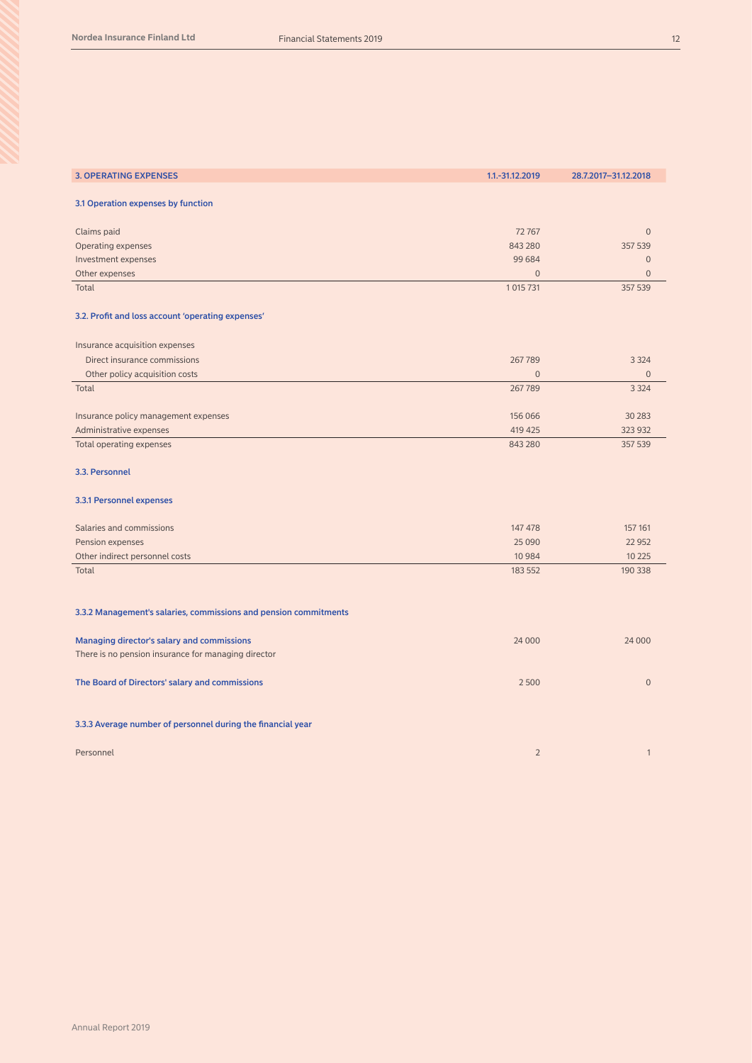| 3. OPERATING EXPENSES | 1.1.-31.12.2019 | 28.7.2017–31.12.2018 |
|---|---|---|
| **3.1 Operation expenses by function** | | |
| Claims paid | 72 767 | 0 |
| Operating expenses | 843 280 | 357 539 |
| Investment expenses | 99 684 | 0 |
| Other expenses | 0 | 0 |
| Total | 1 015 731 | 357 539 |
| **3.2. Profit and loss account 'operating expenses'** | | |
| Insurance acquisition expenses | | |
| Direct insurance commissions | 267 789 | 3 324 |
| Other policy acquisition costs | 0 | 0 |
| Total | 267 789 | 3 324 |
| Insurance policy management expenses | 156 066 | 30 283 |
| Administrative expenses | 419 425 | 323 932 |
| Total operating expenses | 843 280 | 357 539 |
| **3.3. Personnel** | | |
| **3.3.1 Personnel expenses** | | |
| Salaries and commissions | 147 478 | 157 161 |
| Pension expenses | 25 090 | 22 952 |
| Other indirect personnel costs | 10 984 | 10 225 |
| Total | 183 552 | 190 338 |
| **3.3.2 Management's salaries, commissions and pension commitments** | | |
| **Managing director's salary and commissions** | 24 000 | 24 000 |
| There is no pension insurance for managing director | | |
| **The Board of Directors' salary and commissions** | 2 500 | 0 |
| **3.3.3 Average number of personnel during the financial year** | | |
| Personnel | 2 | 1 |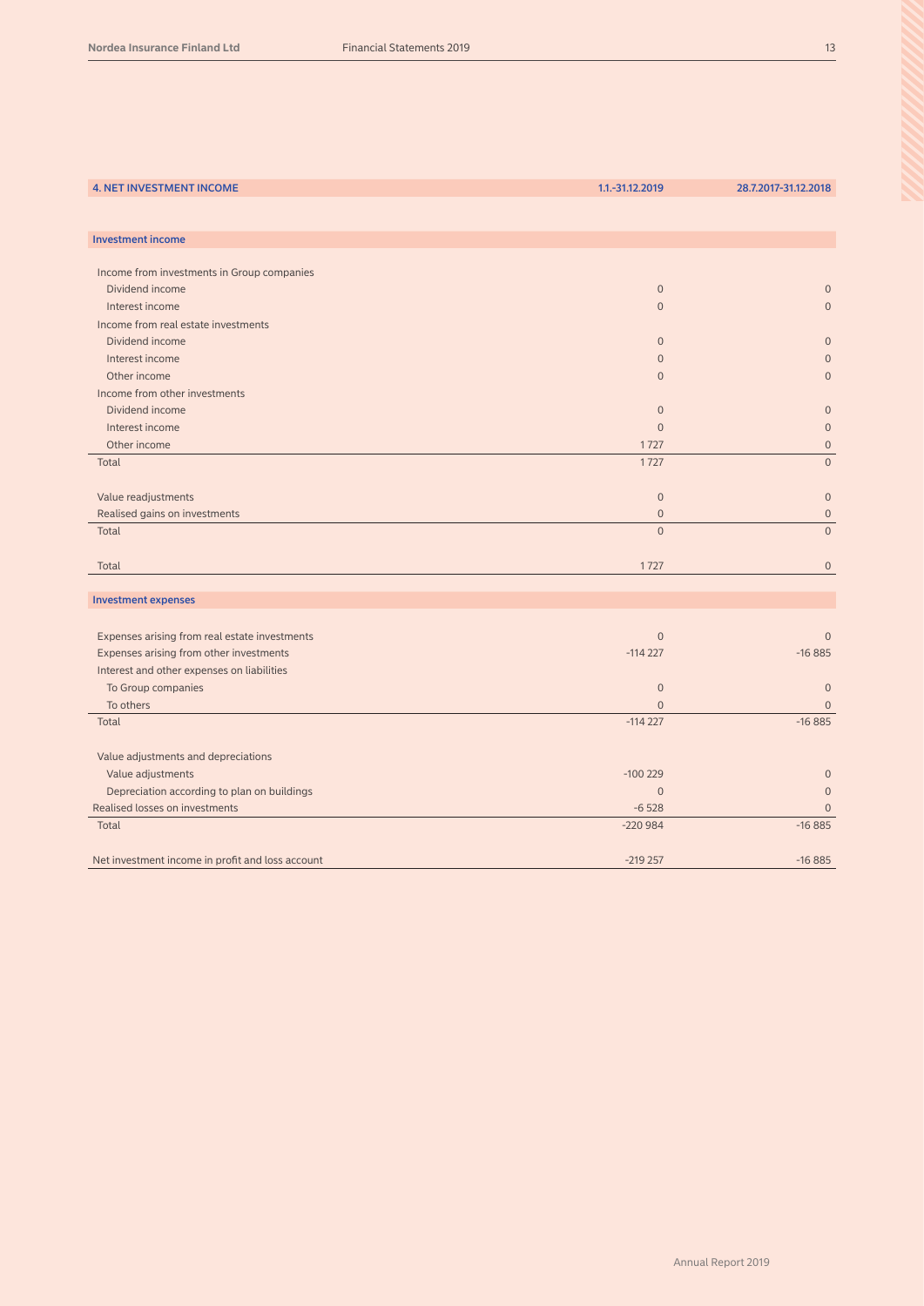| 4. NET INVESTMENT INCOME | 1.1.-31.12.2019 | 28.7.2017-31.12.2018 |
|---|---|---|
| **Investment income** | | |
| Income from investments in Group companies | | |
| Dividend income | 0 | 0 |
| Interest income | 0 | 0 |
| Income from real estate investments | | |
| Dividend income | 0 | 0 |
| Interest income | 0 | 0 |
| Other income | 0 | 0 |
| Income from other investments | | |
| Dividend income | 0 | 0 |
| Interest income | 0 | 0 |
| Other income | 1 727 | 0 |
| Total | 1 727 | 0 |
| Value readjustments | 0 | 0 |
| Realised gains on investments | 0 | 0 |
| Total | 0 | 0 |
| Total | 1 727 | 0 |
| **Investment expenses** | | |
| Expenses arising from real estate investments | 0 | 0 |
| Expenses arising from other investments | -114 227 | -16 885 |
| Interest and other expenses on liabilities | | |
| To Group companies | 0 | 0 |
| To others | 0 | 0 |
| Total | -114 227 | -16 885 |
| Value adjustments and depreciations | | |
| Value adjustments | -100 229 | 0 |
| Depreciation according to plan on buildings | 0 | 0 |
| Realised losses on investments | -6 528 | 0 |
| Total | -220 984 | -16 885 |
| Net investment income in profit and loss account | -219 257 | -16 885 |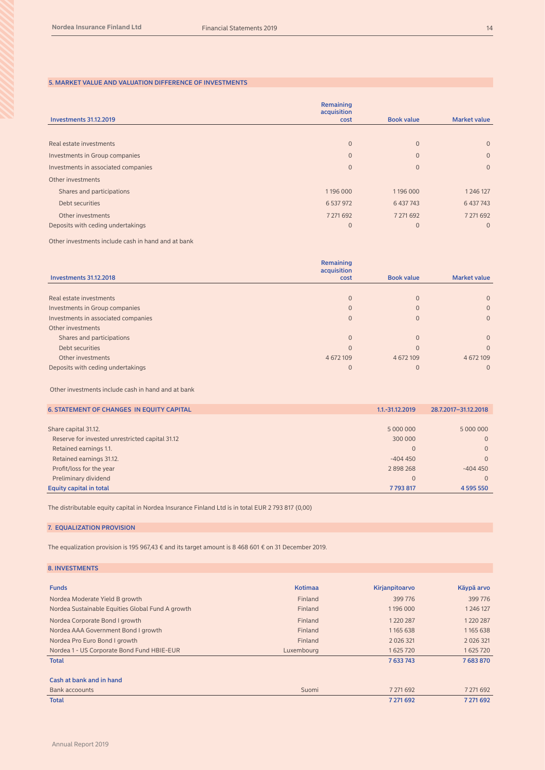## 5. MARKET VALUE AND VALUATION DIFFERENCE OF INVESTMENTS

| Investments 31.12.2019 | Remaining acquisition cost | Book value | Market value |
|---|---|---|---|
| Real estate investments | 0 | 0 | 0 |
| Investments in Group companies | 0 | 0 | 0 |
| Investments in associated companies | 0 | 0 | 0 |
| Other investments | | | |
| Shares and participations | 1 196 000 | 1 196 000 | 1 246 127 |
| Debt securities | 6 537 972 | 6 437 743 | 6 437 743 |
| Other investments | 7 271 692 | 7 271 692 | 7 271 692 |
| Deposits with ceding undertakings | 0 | 0 | 0 |

Other investments include cash in hand and at bank

| Investments 31.12.2018 | Remaining acquisition cost | Book value | Market value |
|---|---|---|---|
| Real estate investments | 0 | 0 | 0 |
| Investments in Group companies | 0 | 0 | 0 |
| Investments in associated companies | 0 | 0 | 0 |
| Other investments | | | |
| Shares and participations | 0 | 0 | 0 |
| Debt securities | 0 | 0 | 0 |
| Other investments | 4 672 109 | 4 672 109 | 4 672 109 |
| Deposits with ceding undertakings | 0 | 0 | 0 |

Other investments include cash in hand and at bank

## 6. STATEMENT OF CHANGES IN EQUITY CAPITAL

| | 1.1.-31.12.2019 | 28.7.2017–31.12.2018 |
|---|---|---|
| Share capital 31.12. | 5 000 000 | 5 000 000 |
| Reserve for invested unrestricted capital 31.12 | 300 000 | 0 |
| Retained earnings 1.1. | 0 | 0 |
| Retained earnings 31.12. | -404 450 | 0 |
| Profit/loss for the year | 2 898 268 | -404 450 |
| Preliminary dividend | 0 | 0 |
| **Equity capital in total** | **7 793 817** | **4 595 550** |

The distributable equity capital in Nordea Insurance Finland Ltd is in total EUR 2 793 817 (0,00)

## 7. EQUALIZATION PROVISION

The equalization provision is 195 967,43 € and its target amount is 8 468 601 € on 31 December 2019.

## 8. INVESTMENTS

| Funds | Kotimaa | Kirjanpitoarvo | Käypä arvo |
|---|---|---|---|
| Nordea Moderate Yield B growth | Finland | 399 776 | 399 776 |
| Nordea Sustainable Equities Global Fund A growth | Finland | 1 196 000 | 1 246 127 |
| Nordea Corporate Bond I growth | Finland | 1 220 287 | 1 220 287 |
| Nordea AAA Government Bond I growth | Finland | 1 165 638 | 1 165 638 |
| Nordea Pro Euro Bond I growth | Finland | 2 026 321 | 2 026 321 |
| Nordea 1 - US Corporate Bond Fund HBIE-EUR | Luxembourg | 1 625 720 | 1 625 720 |
| **Total** | | **7 633 743** | **7 683 870** |
| **Cash at bank and in hand** | | | |
| Bank accoounts | Suomi | 7 271 692 | 7 271 692 |
| **Total** | | **7 271 692** | **7 271 692** |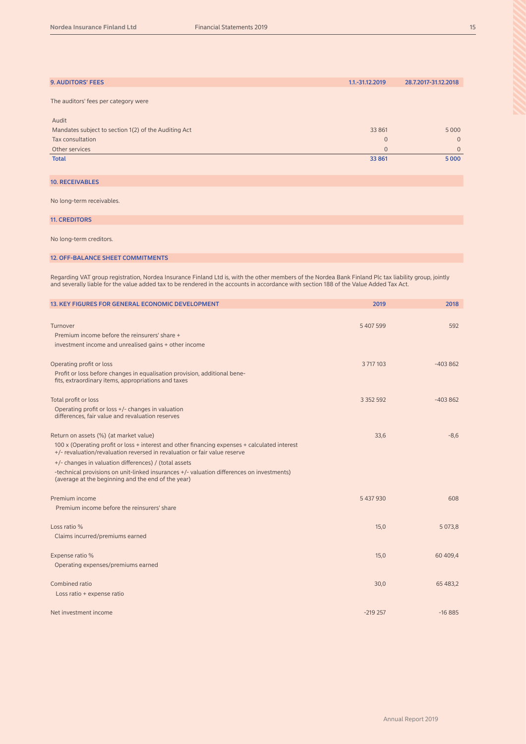## 9. AUDITORS' FEES

| The auditors' fees per category were | 1.1.-31.12.2019 | 28.7.2017-31.12.2018 |
|---|---|---|
| Audit | | |
| Mandates subject to section 1(2) of the Auditing Act | 33 861 | 5 000 |
| Tax consultation | 0 | 0 |
| Other services | 0 | 0 |
| **Total** | **33 861** | **5 000** |

## 10. RECEIVABLES

No long-term receivables.

## 11. CREDITORS

No long-term creditors.

## 12. OFF-BALANCE SHEET COMMITMENTS

Regarding VAT group registration, Nordea Insurance Finland Ltd is, with the other members of the Nordea Bank Finland Plc tax liability group, jointly and severally liable for the value added tax to be rendered in the accounts in accordance with section 188 of the Value Added Tax Act.

## 13. KEY FIGURES FOR GENERAL ECONOMIC DEVELOPMENT

| | 2019 | 2018 |
|---|---|---|
| Turnover<br>Premium income before the reinsurers' share + investment income and unrealised gains + other income | 5 407 599 | 592 |
| Operating profit or loss<br>Profit or loss before changes in equalisation provision, additional benefits, extraordinary items, appropriations and taxes | 3 717 103 | -403 862 |
| Total profit or loss<br>Operating profit or loss +/- changes in valuation differences, fair value and revaluation reserves | 3 352 592 | -403 862 |
| Return on assets (%) (at market value)<br>100 x (Operating profit or loss + interest and other financing expenses + calculated interest +/- revaluation/revaluation reversed in revaluation or fair value reserve +/- changes in valuation differences) / (total assets -technical provisions on unit-linked insurances +/- valuation differences on investments) (average at the beginning and the end of the year) | 33,6 | -8,6 |
| Premium income<br>Premium income before the reinsurers' share | 5 437 930 | 608 |
| Loss ratio %<br>Claims incurred/premiums earned | 15,0 | 5 073,8 |
| Expense ratio %<br>Operating expenses/premiums earned | 15,0 | 60 409,4 |
| Combined ratio<br>Loss ratio + expense ratio | 30,0 | 65 483,2 |
| Net investment income | -219 257 | -16 885 |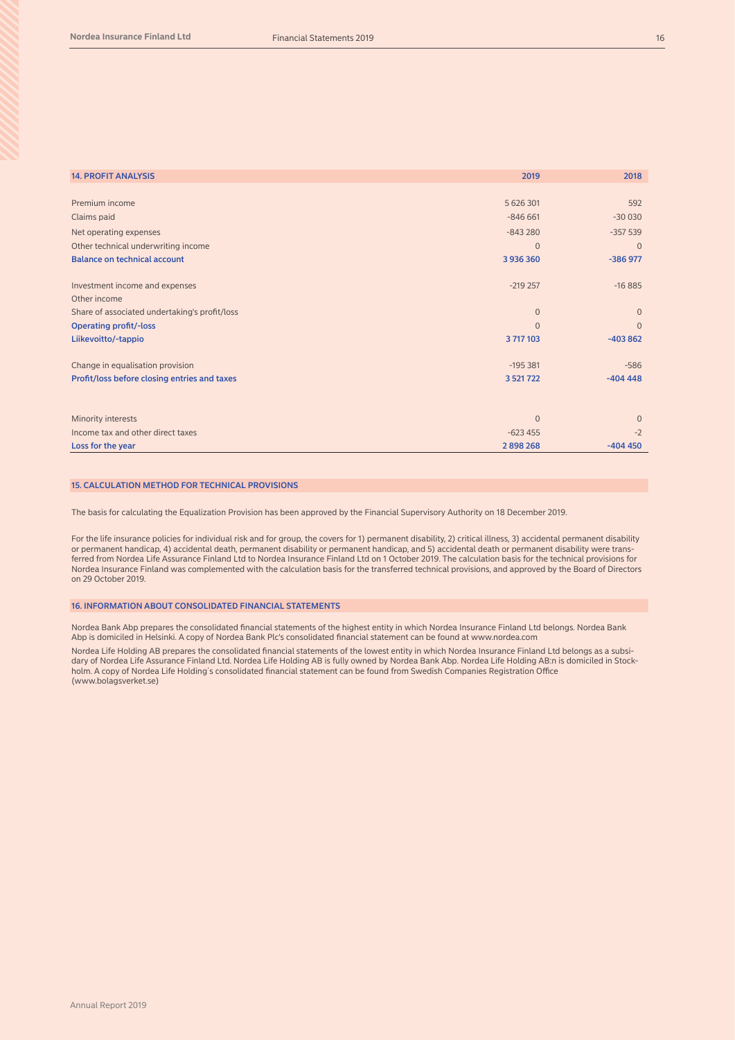| 14. PROFIT ANALYSIS | 2019 | 2018 |
| --- | --- | --- |
| Premium income | 5 626 301 | 592 |
| Claims paid | -846 661 | -30 030 |
| Net operating expenses | -843 280 | -357 539 |
| Other technical underwriting income | 0 | 0 |
| **Balance on technical account** | **3 936 360** | **-386 977** |
| | | |
| Investment income and expenses | -219 257 | -16 885 |
| Other income | | |
| Share of associated undertaking's profit/loss | 0 | 0 |
| **Operating profit/-loss** | 0 | 0 |
| **Liikevoitto/-tappio** | **3 717 103** | **-403 862** |
| | | |
| Change in equalisation provision | -195 381 | -586 |
| **Profit/loss before closing entries and taxes** | **3 521 722** | **-404 448** |
| | | |
| Minority interests | 0 | 0 |
| Income tax and other direct taxes | -623 455 | -2 |
| **Loss for the year** | **2 898 268** | **-404 450** |

## 15. CALCULATION METHOD FOR TECHNICAL PROVISIONS

The basis for calculating the Equalization Provision has been approved by the Financial Supervisory Authority on 18 December 2019.

For the life insurance policies for individual risk and for group, the covers for 1) permanent disability, 2) critical illness, 3) accidental permanent disability or permanent handicap, 4) accidental death, permanent disability or permanent handicap, and 5) accidental death or permanent disability were transferred from Nordea Life Assurance Finland Ltd to Nordea Insurance Finland Ltd on 1 October 2019. The calculation basis for the technical provisions for Nordea Insurance Finland was complemented with the calculation basis for the transferred technical provisions, and approved by the Board of Directors on 29 October 2019.

## 16. INFORMATION ABOUT CONSOLIDATED FINANCIAL STATEMENTS

Nordea Bank Abp prepares the consolidated financial statements of the highest entity in which Nordea Insurance Finland Ltd belongs. Nordea Bank Abp is domiciled in Helsinki. A copy of Nordea Bank Plc's consolidated financial statement can be found at www.nordea.com

Nordea Life Holding AB prepares the consolidated financial statements of the lowest entity in which Nordea Insurance Finland Ltd belongs as a subsidary of Nordea Life Assurance Finland Ltd. Nordea Life Holding AB is fully owned by Nordea Bank Abp. Nordea Life Holding AB:n is domiciled in Stockholm. A copy of Nordea Life Holding´s consolidated financial statement can be found from Swedish Companies Registration Office (www.bolagsverket.se)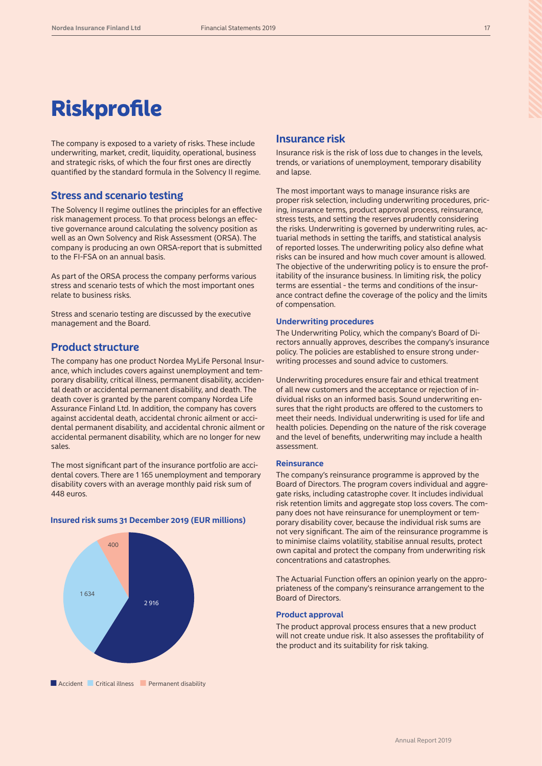# Riskprofile

The company is exposed to a variety of risks. These include underwriting, market, credit, liquidity, operational, business and strategic risks, of which the four first ones are directly quantified by the standard formula in the Solvency II regime.

## Stress and scenario testing

The Solvency II regime outlines the principles for an effective risk management process. To that process belongs an effective governance around calculating the solvency position as well as an Own Solvency and Risk Assessment (ORSA). The company is producing an own ORSA-report that is submitted to the FI-FSA on an annual basis.

As part of the ORSA process the company performs various stress and scenario tests of which the most important ones relate to business risks.

Stress and scenario testing are discussed by the executive management and the Board.

## Product structure

The company has one product Nordea MyLife Personal Insurance, which includes covers against unemployment and temporary disability, critical illness, permanent disability, accidental death or accidental permanent disability, and death. The death cover is granted by the parent company Nordea Life Assurance Finland Ltd. In addition, the company has covers against accidental death, accidental chronic ailment or accidental permanent disability, and accidental chronic ailment or accidental permanent disability, which are no longer for new sales.

The most significant part of the insurance portfolio are accidental covers. There are 1 165 unemployment and temporary disability covers with an average monthly paid risk sum of 448 euros.

**Insured risk sums 31 December 2019 (EUR millions)**

| Category | EUR millions |
|---|---|
| Accident | 2 916 |
| Critical illness | 1 634 |
| Permanent disability | 400 |

## Insurance risk

Insurance risk is the risk of loss due to changes in the levels, trends, or variations of unemployment, temporary disability and lapse.

The most important ways to manage insurance risks are proper risk selection, including underwriting procedures, pricing, insurance terms, product approval process, reinsurance, stress tests, and setting the reserves prudently considering the risks. Underwriting is governed by underwriting rules, actuarial methods in setting the tariffs, and statistical analysis of reported losses. The underwriting policy also define what risks can be insured and how much cover amount is allowed. The objective of the underwriting policy is to ensure the profitability of the insurance business. In limiting risk, the policy terms are essential - the terms and conditions of the insurance contract define the coverage of the policy and the limits of compensation.

### Underwriting procedures

The Underwriting Policy, which the company's Board of Directors annually approves, describes the company's insurance policy. The policies are established to ensure strong underwriting processes and sound advice to customers.

Underwriting procedures ensure fair and ethical treatment of all new customers and the acceptance or rejection of individual risks on an informed basis. Sound underwriting ensures that the right products are offered to the customers to meet their needs. Individual underwriting is used for life and health policies. Depending on the nature of the risk coverage and the level of benefits, underwriting may include a health assessment.

### Reinsurance

The company's reinsurance programme is approved by the Board of Directors. The program covers individual and aggregate risks, including catastrophe cover. It includes individual risk retention limits and aggregate stop loss covers. The company does not have reinsurance for unemployment or temporary disability cover, because the individual risk sums are not very significant. The aim of the reinsurance programme is to minimise claims volatility, stabilise annual results, protect own capital and protect the company from underwriting risk concentrations and catastrophes.

The Actuarial Function offers an opinion yearly on the appropriateness of the company's reinsurance arrangement to the Board of Directors.

### Product approval

The product approval process ensures that a new product will not create undue risk. It also assesses the profitability of the product and its suitability for risk taking.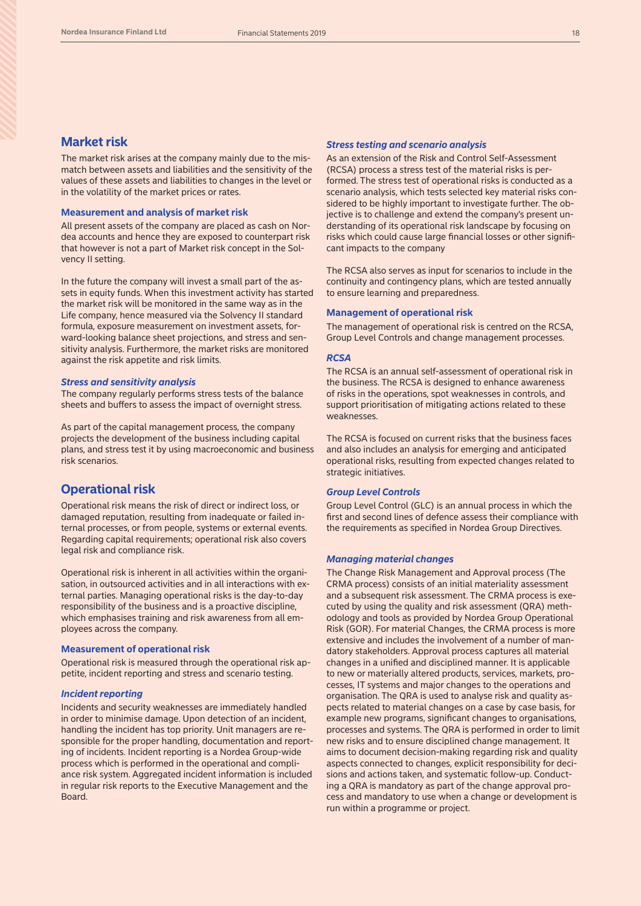## Market risk

The market risk arises at the company mainly due to the mismatch between assets and liabilities and the sensitivity of the values of these assets and liabilities to changes in the level or in the volatility of the market prices or rates.

### Measurement and analysis of market risk

All present assets of the company are placed as cash on Nordea accounts and hence they are exposed to counterpart risk that however is not a part of Market risk concept in the Solvency II setting.

In the future the company will invest a small part of the assets in equity funds. When this investment activity has started the market risk will be monitored in the same way as in the Life company, hence measured via the Solvency II standard formula, exposure measurement on investment assets, forward-looking balance sheet projections, and stress and sensitivity analysis. Furthermore, the market risks are monitored against the risk appetite and risk limits.

#### *Stress and sensitivity analysis*

The company regularly performs stress tests of the balance sheets and buffers to assess the impact of overnight stress.

As part of the capital management process, the company projects the development of the business including capital plans, and stress test it by using macroeconomic and business risk scenarios.

## Operational risk

Operational risk means the risk of direct or indirect loss, or damaged reputation, resulting from inadequate or failed internal processes, or from people, systems or external events. Regarding capital requirements; operational risk also covers legal risk and compliance risk.

Operational risk is inherent in all activities within the organisation, in outsourced activities and in all interactions with external parties. Managing operational risks is the day-to-day responsibility of the business and is a proactive discipline, which emphasises training and risk awareness from all employees across the company.

### Measurement of operational risk

Operational risk is measured through the operational risk appetite, incident reporting and stress and scenario testing.

#### *Incident reporting*

Incidents and security weaknesses are immediately handled in order to minimise damage. Upon detection of an incident, handling the incident has top priority. Unit managers are responsible for the proper handling, documentation and reporting of incidents. Incident reporting is a Nordea Group-wide process which is performed in the operational and compliance risk system. Aggregated incident information is included in regular risk reports to the Executive Management and the Board.

#### *Stress testing and scenario analysis*

As an extension of the Risk and Control Self-Assessment (RCSA) process a stress test of the material risks is performed. The stress test of operational risks is conducted as a scenario analysis, which tests selected key material risks considered to be highly important to investigate further. The objective is to challenge and extend the company's present understanding of its operational risk landscape by focusing on risks which could cause large financial losses or other significant impacts to the company

The RCSA also serves as input for scenarios to include in the continuity and contingency plans, which are tested annually to ensure learning and preparedness.

### Management of operational risk

The management of operational risk is centred on the RCSA, Group Level Controls and change management processes.

#### *RCSA*

The RCSA is an annual self-assessment of operational risk in the business. The RCSA is designed to enhance awareness of risks in the operations, spot weaknesses in controls, and support prioritisation of mitigating actions related to these weaknesses.

The RCSA is focused on current risks that the business faces and also includes an analysis for emerging and anticipated operational risks, resulting from expected changes related to strategic initiatives.

#### *Group Level Controls*

Group Level Control (GLC) is an annual process in which the first and second lines of defence assess their compliance with the requirements as specified in Nordea Group Directives.

#### *Managing material changes*

The Change Risk Management and Approval process (The CRMA process) consists of an initial materiality assessment and a subsequent risk assessment. The CRMA process is executed by using the quality and risk assessment (QRA) methodology and tools as provided by Nordea Group Operational Risk (GOR). For material Changes, the CRMA process is more extensive and includes the involvement of a number of mandatory stakeholders. Approval process captures all material changes in a unified and disciplined manner. It is applicable to new or materially altered products, services, markets, processes, IT systems and major changes to the operations and organisation. The QRA is used to analyse risk and quality aspects related to material changes on a case by case basis, for example new programs, significant changes to organisations, processes and systems. The QRA is performed in order to limit new risks and to ensure disciplined change management. It aims to document decision-making regarding risk and quality aspects connected to changes, explicit responsibility for decisions and actions taken, and systematic follow-up. Conducting a QRA is mandatory as part of the change approval process and mandatory to use when a change or development is run within a programme or project.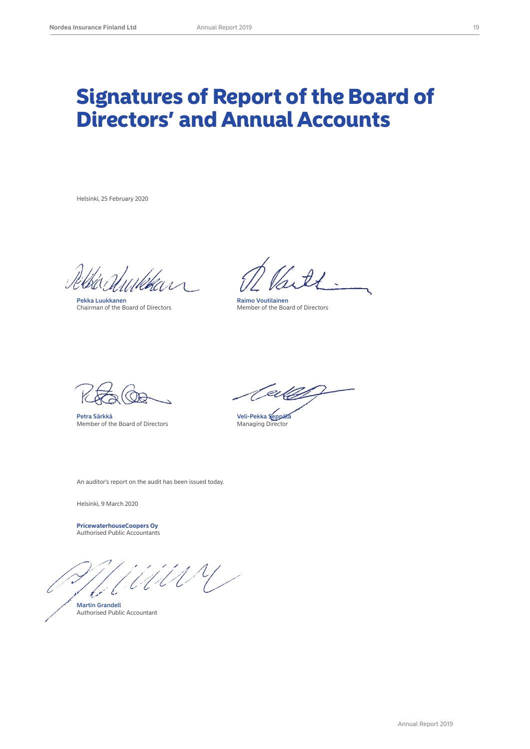# Signatures of Report of the Board of Directors' and Annual Accounts

Helsinki, 25 February 2020

**Pekka Luukkanen**
Chairman of the Board of Directors

**Raimo Voutilainen**
Member of the Board of Directors

**Petra Särkkä**
Member of the Board of Directors

**Veli-Pekka Seppälä**
Managing Director

An auditor's report on the audit has been issued today.

Helsinki, 9 March 2020

**PricewaterhouseCoopers Oy**
Authorised Public Accountants

**Martin Grandell**
Authorised Public Accountant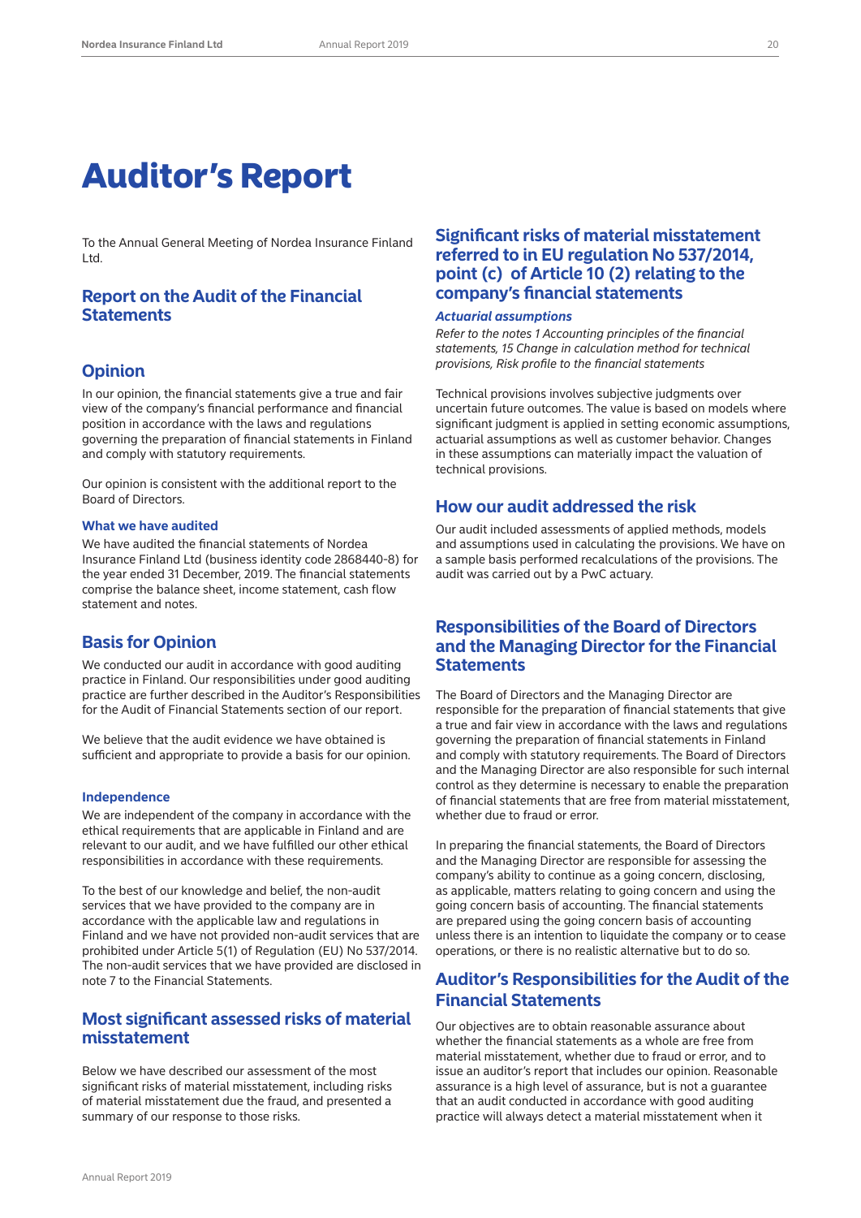# Auditor's Report

To the Annual General Meeting of Nordea Insurance Finland Ltd.

## Report on the Audit of the Financial Statements

## Opinion

In our opinion, the financial statements give a true and fair view of the company's financial performance and financial position in accordance with the laws and regulations governing the preparation of financial statements in Finland and comply with statutory requirements.

Our opinion is consistent with the additional report to the Board of Directors.

### What we have audited

We have audited the financial statements of Nordea Insurance Finland Ltd (business identity code 2868440-8) for the year ended 31 December, 2019. The financial statements comprise the balance sheet, income statement, cash flow statement and notes.

## Basis for Opinion

We conducted our audit in accordance with good auditing practice in Finland. Our responsibilities under good auditing practice are further described in the Auditor's Responsibilities for the Audit of Financial Statements section of our report.

We believe that the audit evidence we have obtained is sufficient and appropriate to provide a basis for our opinion.

### Independence

We are independent of the company in accordance with the ethical requirements that are applicable in Finland and are relevant to our audit, and we have fulfilled our other ethical responsibilities in accordance with these requirements.

To the best of our knowledge and belief, the non-audit services that we have provided to the company are in accordance with the applicable law and regulations in Finland and we have not provided non-audit services that are prohibited under Article 5(1) of Regulation (EU) No 537/2014. The non-audit services that we have provided are disclosed in note 7 to the Financial Statements.

## Most significant assessed risks of material misstatement

Below we have described our assessment of the most significant risks of material misstatement, including risks of material misstatement due the fraud, and presented a summary of our response to those risks.

## Significant risks of material misstatement referred to in EU regulation No 537/2014, point (c) of Article 10 (2) relating to the company's financial statements

### *Actuarial assumptions*

*Refer to the notes 1 Accounting principles of the financial statements, 15 Change in calculation method for technical provisions, Risk profile to the financial statements*

Technical provisions involves subjective judgments over uncertain future outcomes. The value is based on models where significant judgment is applied in setting economic assumptions, actuarial assumptions as well as customer behavior. Changes in these assumptions can materially impact the valuation of technical provisions.

## How our audit addressed the risk

Our audit included assessments of applied methods, models and assumptions used in calculating the provisions. We have on a sample basis performed recalculations of the provisions. The audit was carried out by a PwC actuary.

## Responsibilities of the Board of Directors and the Managing Director for the Financial Statements

The Board of Directors and the Managing Director are responsible for the preparation of financial statements that give a true and fair view in accordance with the laws and regulations governing the preparation of financial statements in Finland and comply with statutory requirements. The Board of Directors and the Managing Director are also responsible for such internal control as they determine is necessary to enable the preparation of financial statements that are free from material misstatement, whether due to fraud or error.

In preparing the financial statements, the Board of Directors and the Managing Director are responsible for assessing the company's ability to continue as a going concern, disclosing, as applicable, matters relating to going concern and using the going concern basis of accounting. The financial statements are prepared using the going concern basis of accounting unless there is an intention to liquidate the company or to cease operations, or there is no realistic alternative but to do so.

## Auditor's Responsibilities for the Audit of the Financial Statements

Our objectives are to obtain reasonable assurance about whether the financial statements as a whole are free from material misstatement, whether due to fraud or error, and to issue an auditor's report that includes our opinion. Reasonable assurance is a high level of assurance, but is not a guarantee that an audit conducted in accordance with good auditing practice will always detect a material misstatement when it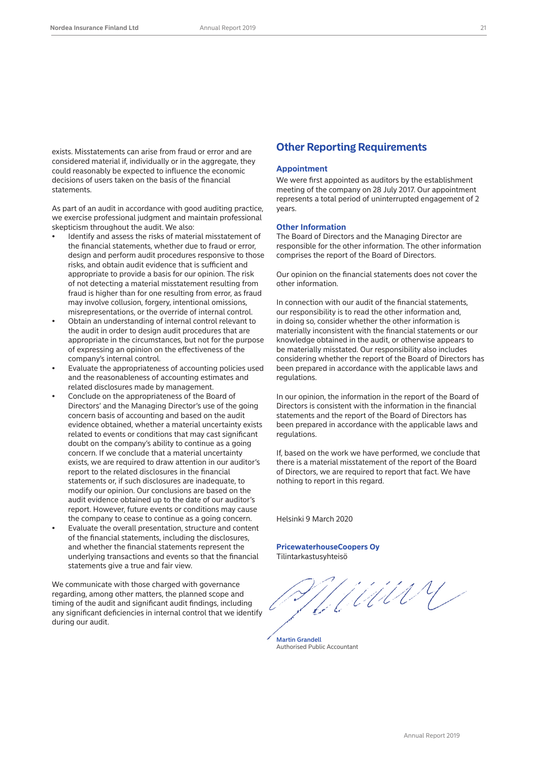exists. Misstatements can arise from fraud or error and are considered material if, individually or in the aggregate, they could reasonably be expected to influence the economic decisions of users taken on the basis of the financial statements.

As part of an audit in accordance with good auditing practice, we exercise professional judgment and maintain professional skepticism throughout the audit. We also:

- Identify and assess the risks of material misstatement of the financial statements, whether due to fraud or error, design and perform audit procedures responsive to those risks, and obtain audit evidence that is sufficient and appropriate to provide a basis for our opinion. The risk of not detecting a material misstatement resulting from fraud is higher than for one resulting from error, as fraud may involve collusion, forgery, intentional omissions, misrepresentations, or the override of internal control.
- Obtain an understanding of internal control relevant to the audit in order to design audit procedures that are appropriate in the circumstances, but not for the purpose of expressing an opinion on the effectiveness of the company's internal control.
- Evaluate the appropriateness of accounting policies used and the reasonableness of accounting estimates and related disclosures made by management.
- Conclude on the appropriateness of the Board of Directors' and the Managing Director's use of the going concern basis of accounting and based on the audit evidence obtained, whether a material uncertainty exists related to events or conditions that may cast significant doubt on the company's ability to continue as a going concern. If we conclude that a material uncertainty exists, we are required to draw attention in our auditor's report to the related disclosures in the financial statements or, if such disclosures are inadequate, to modify our opinion. Our conclusions are based on the audit evidence obtained up to the date of our auditor's report. However, future events or conditions may cause the company to cease to continue as a going concern.
- Evaluate the overall presentation, structure and content of the financial statements, including the disclosures, and whether the financial statements represent the underlying transactions and events so that the financial statements give a true and fair view.

We communicate with those charged with governance regarding, among other matters, the planned scope and timing of the audit and significant audit findings, including any significant deficiencies in internal control that we identify during our audit.

## Other Reporting Requirements

### Appointment

We were first appointed as auditors by the establishment meeting of the company on 28 July 2017. Our appointment represents a total period of uninterrupted engagement of 2 years.

### Other Information

The Board of Directors and the Managing Director are responsible for the other information. The other information comprises the report of the Board of Directors.

Our opinion on the financial statements does not cover the other information.

In connection with our audit of the financial statements, our responsibility is to read the other information and, in doing so, consider whether the other information is materially inconsistent with the financial statements or our knowledge obtained in the audit, or otherwise appears to be materially misstated. Our responsibility also includes considering whether the report of the Board of Directors has been prepared in accordance with the applicable laws and regulations.

In our opinion, the information in the report of the Board of Directors is consistent with the information in the financial statements and the report of the Board of Directors has been prepared in accordance with the applicable laws and regulations.

If, based on the work we have performed, we conclude that there is a material misstatement of the report of the Board of Directors, we are required to report that fact. We have nothing to report in this regard.

Helsinki 9 March 2020

**PricewaterhouseCoopers Oy**
Tilintarkastusyhteisö

Martin Grandell
Authorised Public Accountant